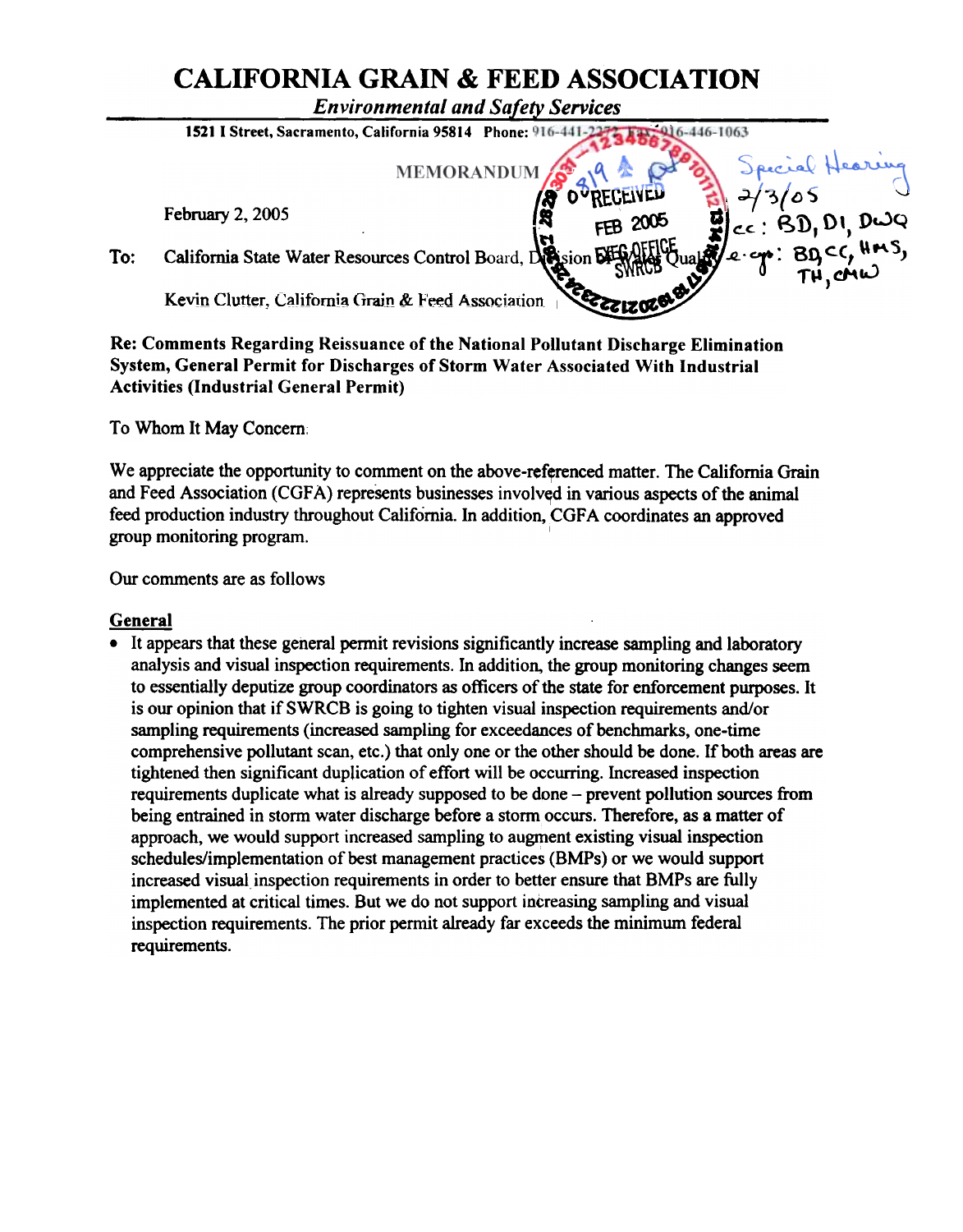# CALIFORNIA GRAIN & FEED ASSOCIATION

*Environmental and Safety Services*

**1521 I Street, Sacramento, California 95814 Phone: 916-441-2272 Fax: 916-446-1063**

MEMORANDUM

RECEIVED FEB 2005 EXEC OFFICE SWRCB

Special Hearing 2/3/05
cc: BD, DI, DWQ
e-cy: BD, CC, HMS, TH, CMW

February 2, 2005

To: California State Water Resources Control Board, Division of Water Quality

Kevin Clutter, California Grain & Feed Association

**Re: Comments Regarding Reissuance of the National Pollutant Discharge Elimination System, General Permit for Discharges of Storm Water Associated With Industrial Activities (Industrial General Permit)**

To Whom It May Concern:

We appreciate the opportunity to comment on the above-referenced matter. The California Grain and Feed Association (CGFA) represents businesses involved in various aspects of the animal feed production industry throughout California. In addition, CGFA coordinates an approved group monitoring program.

Our comments are as follows

**General**

- It appears that these general permit revisions significantly increase sampling and laboratory analysis and visual inspection requirements. In addition, the group monitoring changes seem to essentially deputize group coordinators as officers of the state for enforcement purposes. It is our opinion that if SWRCB is going to tighten visual inspection requirements and/or sampling requirements (increased sampling for exceedances of benchmarks, one-time comprehensive pollutant scan, etc.) that only one or the other should be done. If both areas are tightened then significant duplication of effort will be occurring. Increased inspection requirements duplicate what is already supposed to be done – prevent pollution sources from being entrained in storm water discharge before a storm occurs. Therefore, as a matter of approach, we would support increased sampling to augment existing visual inspection schedules/implementation of best management practices (BMPs) or we would support increased visual inspection requirements in order to better ensure that BMPs are fully implemented at critical times. But we do not support increasing sampling and visual inspection requirements. The prior permit already far exceeds the minimum federal requirements.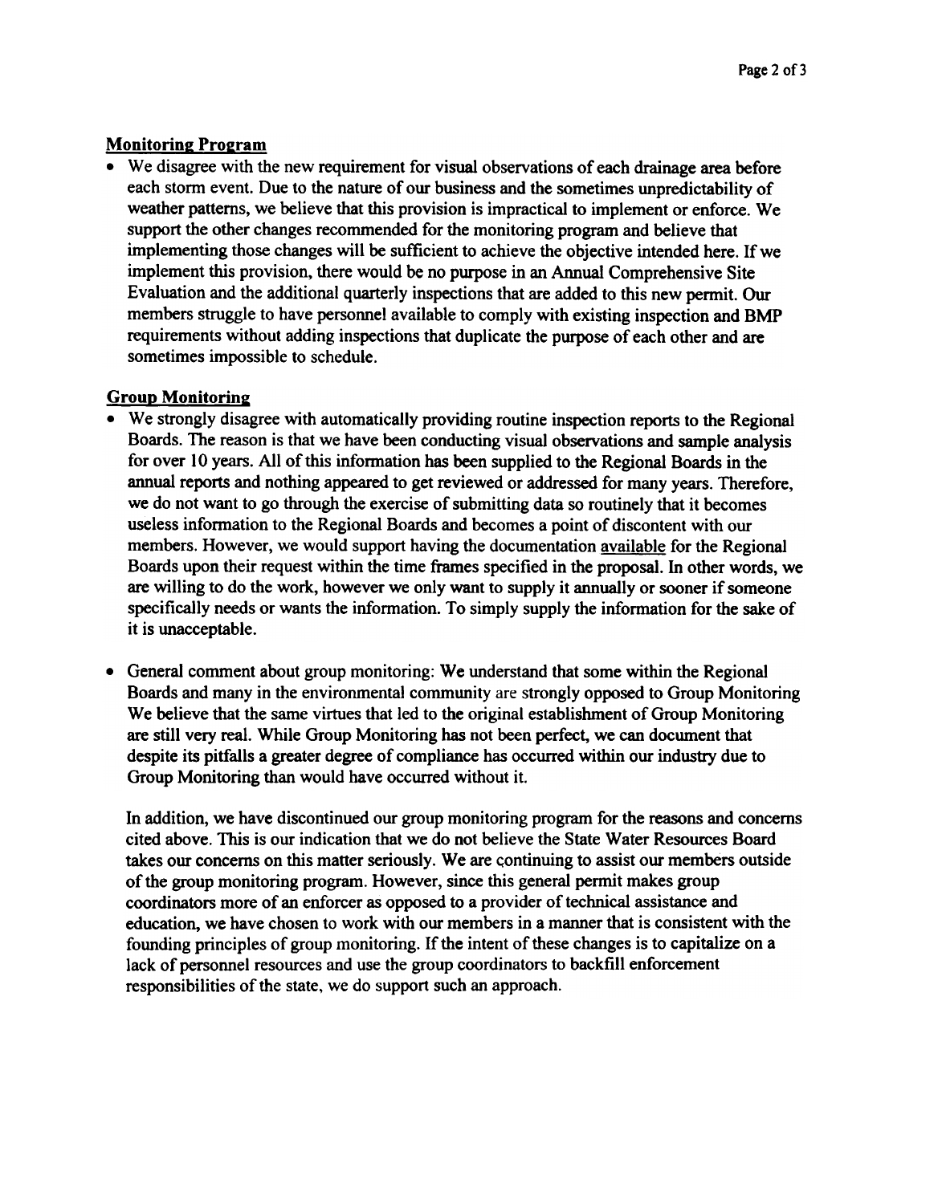## Monitoring Program

- We disagree with the new requirement for visual observations of each drainage area before each storm event. Due to the nature of our business and the sometimes unpredictability of weather patterns, we believe that this provision is impractical to implement or enforce. We support the other changes recommended for the monitoring program and believe that implementing those changes will be sufficient to achieve the objective intended here. If we implement this provision, there would be no purpose in an Annual Comprehensive Site Evaluation and the additional quarterly inspections that are added to this new permit. Our members struggle to have personnel available to comply with existing inspection and BMP requirements without adding inspections that duplicate the purpose of each other and are sometimes impossible to schedule.

## Group Monitoring

- We strongly disagree with automatically providing routine inspection reports to the Regional Boards. The reason is that we have been conducting visual observations and sample analysis for over 10 years. All of this information has been supplied to the Regional Boards in the annual reports and nothing appeared to get reviewed or addressed for many years. Therefore, we do not want to go through the exercise of submitting data so routinely that it becomes useless information to the Regional Boards and becomes a point of discontent with our members. However, we would support having the documentation available for the Regional Boards upon their request within the time frames specified in the proposal. In other words, we are willing to do the work, however we only want to supply it annually or sooner if someone specifically needs or wants the information. To simply supply the information for the sake of it is unacceptable.

- General comment about group monitoring: We understand that some within the Regional Boards and many in the environmental community are strongly opposed to Group Monitoring We believe that the same virtues that led to the original establishment of Group Monitoring are still very real. While Group Monitoring has not been perfect, we can document that despite its pitfalls a greater degree of compliance has occurred within our industry due to Group Monitoring than would have occurred without it.

  In addition, we have discontinued our group monitoring program for the reasons and concerns cited above. This is our indication that we do not believe the State Water Resources Board takes our concerns on this matter seriously. We are continuing to assist our members outside of the group monitoring program. However, since this general permit makes group coordinators more of an enforcer as opposed to a provider of technical assistance and education, we have chosen to work with our members in a manner that is consistent with the founding principles of group monitoring. If the intent of these changes is to capitalize on a lack of personnel resources and use the group coordinators to backfill enforcement responsibilities of the state, we do support such an approach.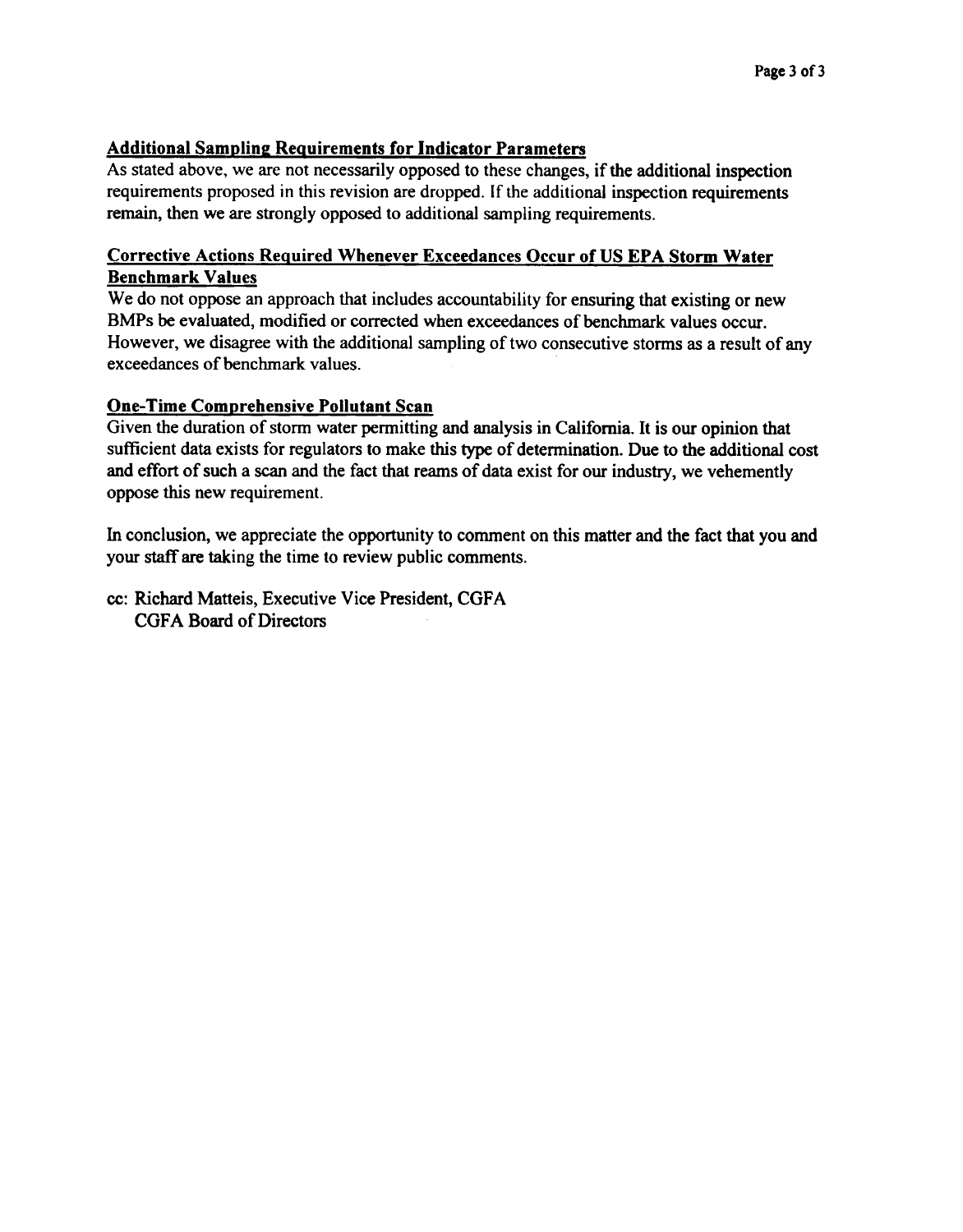## Additional Sampling Requirements for Indicator Parameters

As stated above, we are not necessarily opposed to these changes, if the additional inspection requirements proposed in this revision are dropped. If the additional inspection requirements remain, then we are strongly opposed to additional sampling requirements.

## Corrective Actions Required Whenever Exceedances Occur of US EPA Storm Water Benchmark Values

We do not oppose an approach that includes accountability for ensuring that existing or new BMPs be evaluated, modified or corrected when exceedances of benchmark values occur. However, we disagree with the additional sampling of two consecutive storms as a result of any exceedances of benchmark values.

## One-Time Comprehensive Pollutant Scan

Given the duration of storm water permitting and analysis in California. It is our opinion that sufficient data exists for regulators to make this type of determination. Due to the additional cost and effort of such a scan and the fact that reams of data exist for our industry, we vehemently oppose this new requirement.

In conclusion, we appreciate the opportunity to comment on this matter and the fact that you and your staff are taking the time to review public comments.

cc: Richard Matteis, Executive Vice President, CGFA
    CGFA Board of Directors